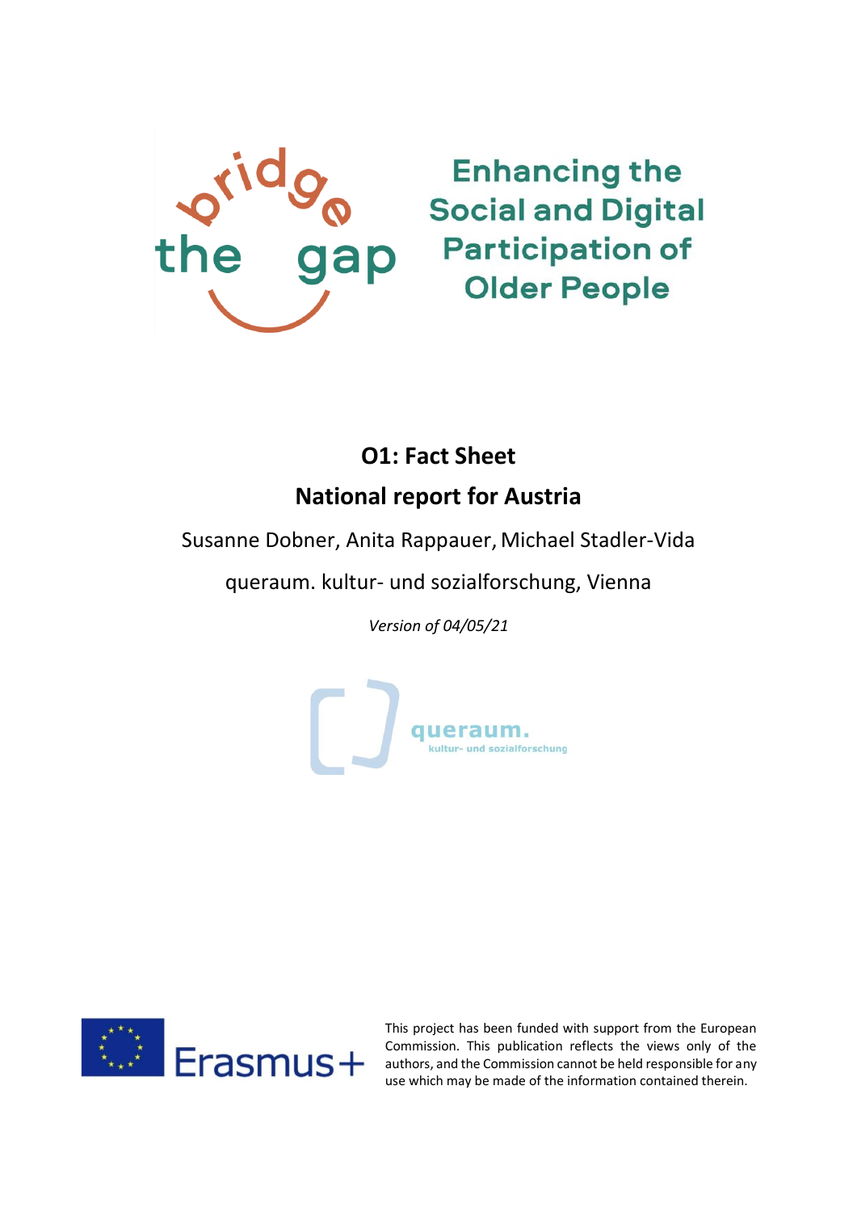bridge the gap

Enhancing the Social and Digital Participation of Older People

# O1: Fact Sheet

# National report for Austria

Susanne Dobner, Anita Rappauer, Michael Stadler-Vida

queraum. kultur- und sozialforschung, Vienna

*Version of 04/05/21*

queraum. kultur- und sozialforschung

Erasmus+

This project has been funded with support from the European Commission. This publication reflects the views only of the authors, and the Commission cannot be held responsible for any use which may be made of the information contained therein.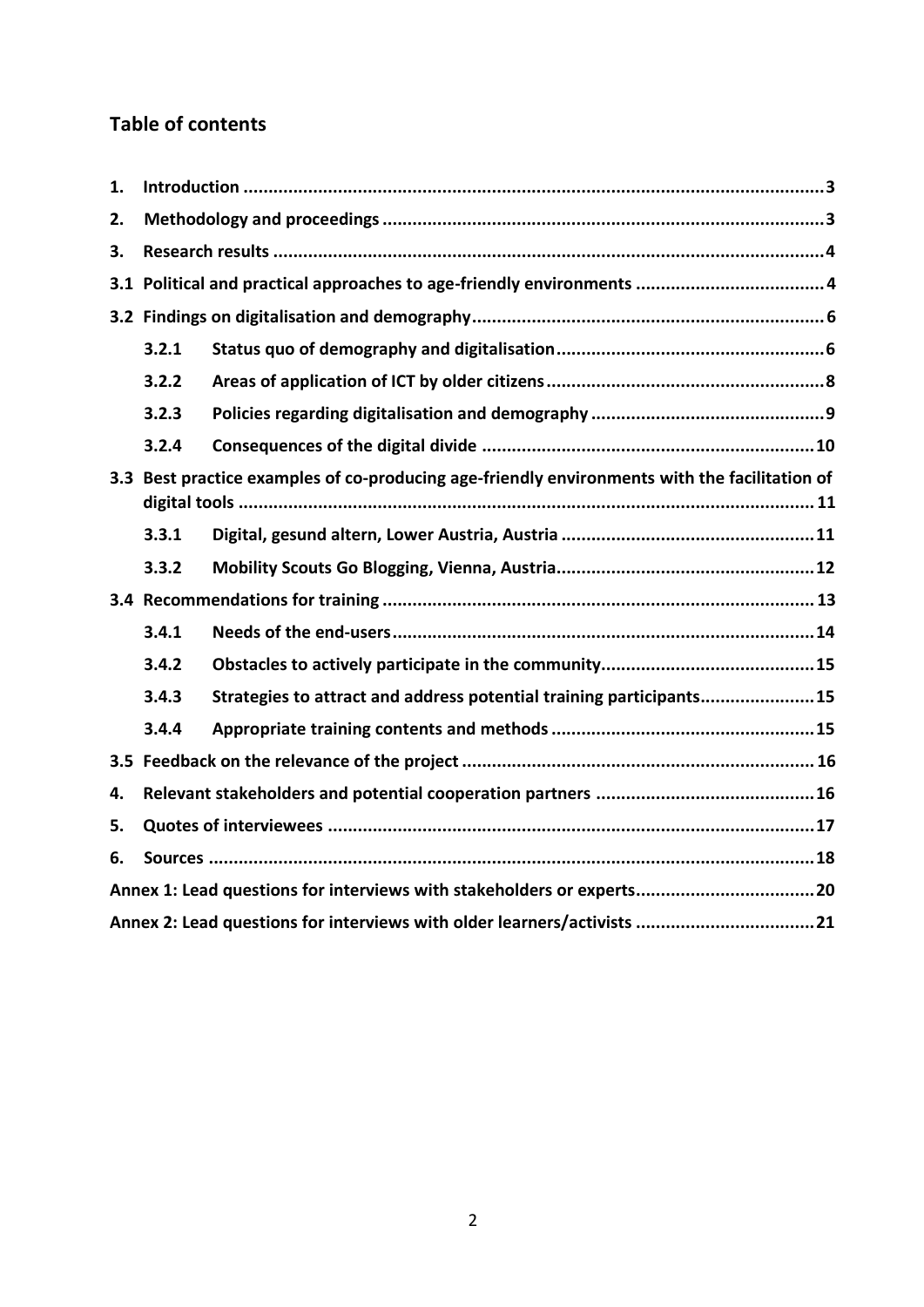## Table of contents

1. **Introduction** ........ 3
2. **Methodology and proceedings** ........ 3
3. **Research results** ........ 4

**3.1 Political and practical approaches to age-friendly environments** ........ 4

**3.2 Findings on digitalisation and demography** ........ 6

- **3.2.1 Status quo of demography and digitalisation** ........ 6
- **3.2.2 Areas of application of ICT by older citizens** ........ 8
- **3.2.3 Policies regarding digitalisation and demography** ........ 9
- **3.2.4 Consequences of the digital divide** ........ 10

**3.3 Best practice examples of co-producing age-friendly environments with the facilitation of digital tools** ........ 11

- **3.3.1 Digital, gesund altern, Lower Austria, Austria** ........ 11
- **3.3.2 Mobility Scouts Go Blogging, Vienna, Austria** ........ 12

**3.4 Recommendations for training** ........ 13

- **3.4.1 Needs of the end-users** ........ 14
- **3.4.2 Obstacles to actively participate in the community** ........ 15
- **3.4.3 Strategies to attract and address potential training participants** ........ 15
- **3.4.4 Appropriate training contents and methods** ........ 15

**3.5 Feedback on the relevance of the project** ........ 16

4. **Relevant stakeholders and potential cooperation partners** ........ 16
5. **Quotes of interviewees** ........ 17
6. **Sources** ........ 18

**Annex 1: Lead questions for interviews with stakeholders or experts** ........ 20

**Annex 2: Lead questions for interviews with older learners/activists** ........ 21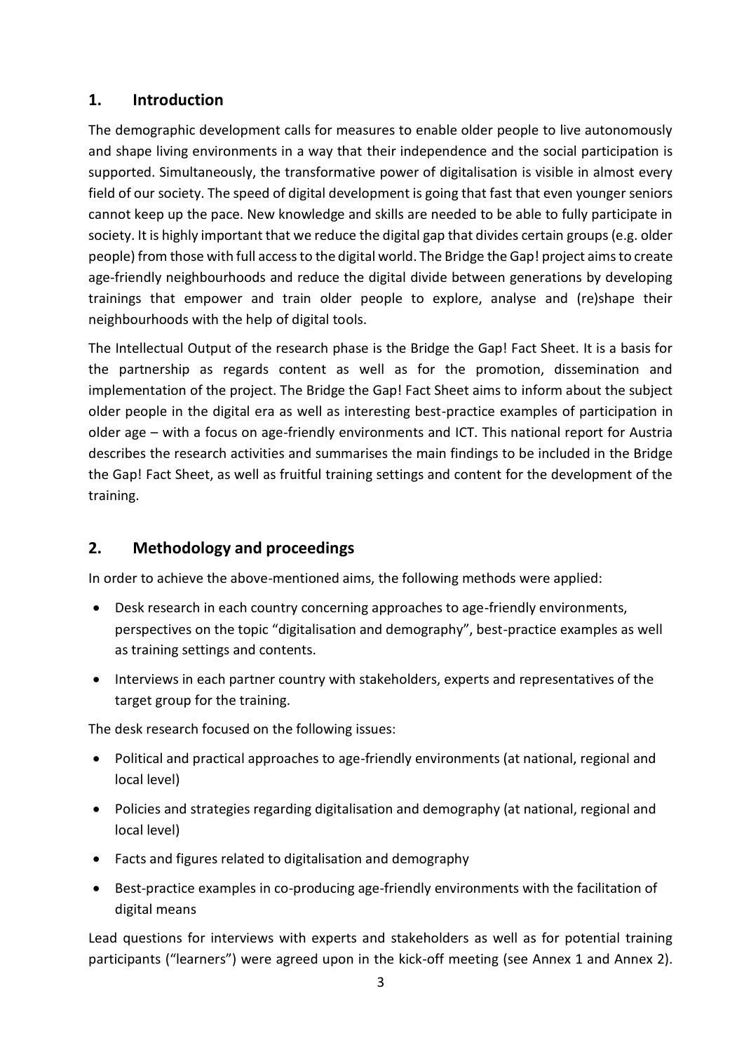## 1. Introduction

The demographic development calls for measures to enable older people to live autonomously and shape living environments in a way that their independence and the social participation is supported. Simultaneously, the transformative power of digitalisation is visible in almost every field of our society. The speed of digital development is going that fast that even younger seniors cannot keep up the pace. New knowledge and skills are needed to be able to fully participate in society. It is highly important that we reduce the digital gap that divides certain groups (e.g. older people) from those with full access to the digital world. The Bridge the Gap! project aims to create age-friendly neighbourhoods and reduce the digital divide between generations by developing trainings that empower and train older people to explore, analyse and (re)shape their neighbourhoods with the help of digital tools.

The Intellectual Output of the research phase is the Bridge the Gap! Fact Sheet. It is a basis for the partnership as regards content as well as for the promotion, dissemination and implementation of the project. The Bridge the Gap! Fact Sheet aims to inform about the subject older people in the digital era as well as interesting best-practice examples of participation in older age – with a focus on age-friendly environments and ICT. This national report for Austria describes the research activities and summarises the main findings to be included in the Bridge the Gap! Fact Sheet, as well as fruitful training settings and content for the development of the training.

## 2. Methodology and proceedings

In order to achieve the above-mentioned aims, the following methods were applied:

- Desk research in each country concerning approaches to age-friendly environments, perspectives on the topic "digitalisation and demography", best-practice examples as well as training settings and contents.
- Interviews in each partner country with stakeholders, experts and representatives of the target group for the training.

The desk research focused on the following issues:

- Political and practical approaches to age-friendly environments (at national, regional and local level)
- Policies and strategies regarding digitalisation and demography (at national, regional and local level)
- Facts and figures related to digitalisation and demography
- Best-practice examples in co-producing age-friendly environments with the facilitation of digital means

Lead questions for interviews with experts and stakeholders as well as for potential training participants ("learners") were agreed upon in the kick-off meeting (see Annex 1 and Annex 2).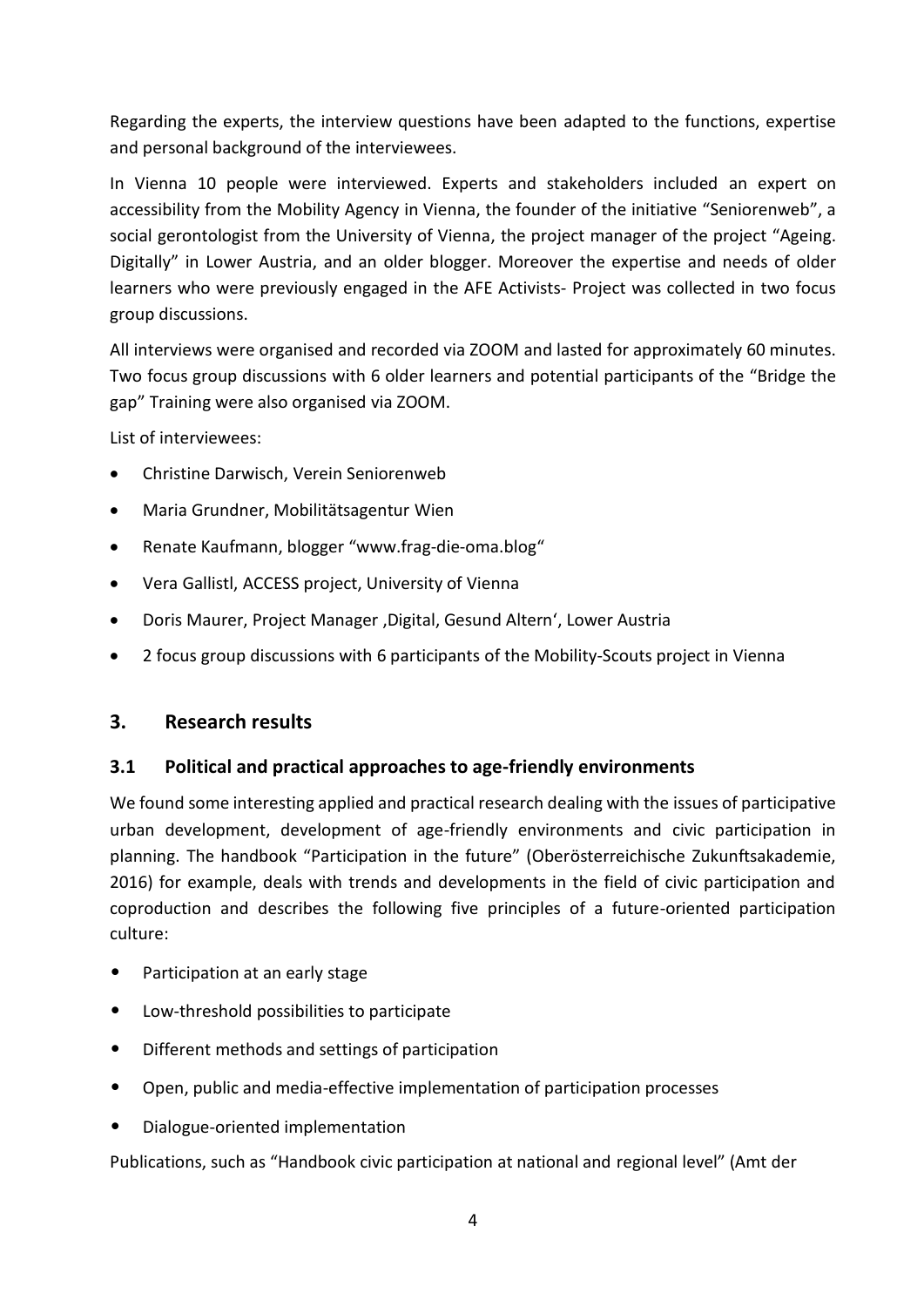Regarding the experts, the interview questions have been adapted to the functions, expertise and personal background of the interviewees.

In Vienna 10 people were interviewed. Experts and stakeholders included an expert on accessibility from the Mobility Agency in Vienna, the founder of the initiative "Seniorenweb", a social gerontologist from the University of Vienna, the project manager of the project "Ageing. Digitally" in Lower Austria, and an older blogger. Moreover the expertise and needs of older learners who were previously engaged in the AFE Activists- Project was collected in two focus group discussions.

All interviews were organised and recorded via ZOOM and lasted for approximately 60 minutes. Two focus group discussions with 6 older learners and potential participants of the "Bridge the gap" Training were also organised via ZOOM.

List of interviewees:

- Christine Darwisch, Verein Seniorenweb
- Maria Grundner, Mobilitätsagentur Wien
- Renate Kaufmann, blogger "www.frag-die-oma.blog"
- Vera Gallistl, ACCESS project, University of Vienna
- Doris Maurer, Project Manager ‚Digital, Gesund Altern', Lower Austria
- 2 focus group discussions with 6 participants of the Mobility-Scouts project in Vienna

## 3. Research results

### 3.1 Political and practical approaches to age-friendly environments

We found some interesting applied and practical research dealing with the issues of participative urban development, development of age-friendly environments and civic participation in planning. The handbook "Participation in the future" (Oberösterreichische Zukunftsakademie, 2016) for example, deals with trends and developments in the field of civic participation and coproduction and describes the following five principles of a future-oriented participation culture:

- Participation at an early stage
- Low-threshold possibilities to participate
- Different methods and settings of participation
- Open, public and media-effective implementation of participation processes
- Dialogue-oriented implementation

Publications, such as "Handbook civic participation at national and regional level" (Amt der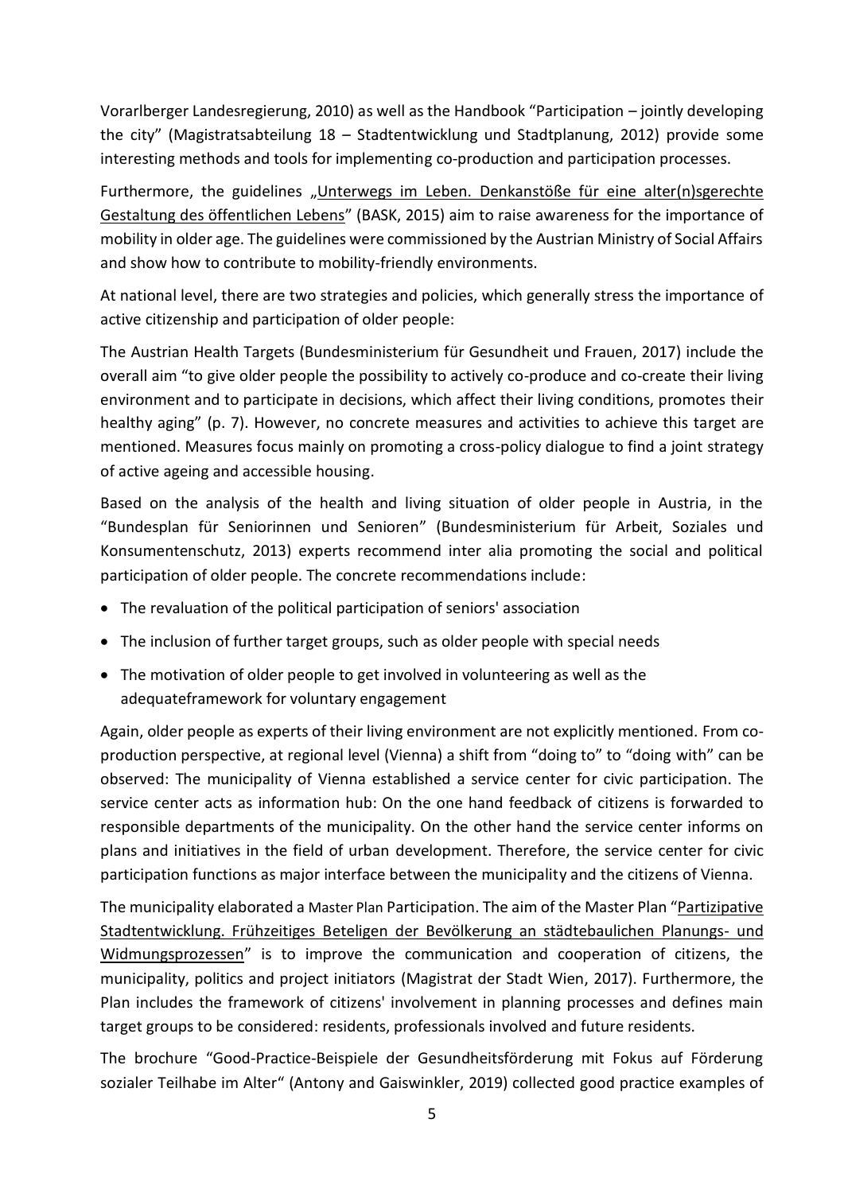Vorarlberger Landesregierung, 2010) as well as the Handbook "Participation – jointly developing the city" (Magistratsabteilung 18 – Stadtentwicklung und Stadtplanung, 2012) provide some interesting methods and tools for implementing co-production and participation processes.

Furthermore, the guidelines „Unterwegs im Leben. Denkanstöße für eine alter(n)sgerechte Gestaltung des öffentlichen Lebens" (BASK, 2015) aim to raise awareness for the importance of mobility in older age. The guidelines were commissioned by the Austrian Ministry of Social Affairs and show how to contribute to mobility-friendly environments.

At national level, there are two strategies and policies, which generally stress the importance of active citizenship and participation of older people:

The Austrian Health Targets (Bundesministerium für Gesundheit und Frauen, 2017) include the overall aim "to give older people the possibility to actively co-produce and co-create their living environment and to participate in decisions, which affect their living conditions, promotes their healthy aging" (p. 7). However, no concrete measures and activities to achieve this target are mentioned. Measures focus mainly on promoting a cross-policy dialogue to find a joint strategy of active ageing and accessible housing.

Based on the analysis of the health and living situation of older people in Austria, in the "Bundesplan für Seniorinnen und Senioren" (Bundesministerium für Arbeit, Soziales und Konsumentenschutz, 2013) experts recommend inter alia promoting the social and political participation of older people. The concrete recommendations include:

- The revaluation of the political participation of seniors' association
- The inclusion of further target groups, such as older people with special needs
- The motivation of older people to get involved in volunteering as well as the adequateframework for voluntary engagement

Again, older people as experts of their living environment are not explicitly mentioned. From co-production perspective, at regional level (Vienna) a shift from "doing to" to "doing with" can be observed: The municipality of Vienna established a service center for civic participation. The service center acts as information hub: On the one hand feedback of citizens is forwarded to responsible departments of the municipality. On the other hand the service center informs on plans and initiatives in the field of urban development. Therefore, the service center for civic participation functions as major interface between the municipality and the citizens of Vienna.

The municipality elaborated a Master Plan Participation. The aim of the Master Plan "Partizipative Stadtentwicklung. Frühzeitiges Beteligen der Bevölkerung an städtebaulichen Planungs- und Widmungsprozessen" is to improve the communication and cooperation of citizens, the municipality, politics and project initiators (Magistrat der Stadt Wien, 2017). Furthermore, the Plan includes the framework of citizens' involvement in planning processes and defines main target groups to be considered: residents, professionals involved and future residents.

The brochure "Good-Practice-Beispiele der Gesundheitsförderung mit Fokus auf Förderung sozialer Teilhabe im Alter" (Antony and Gaiswinkler, 2019) collected good practice examples of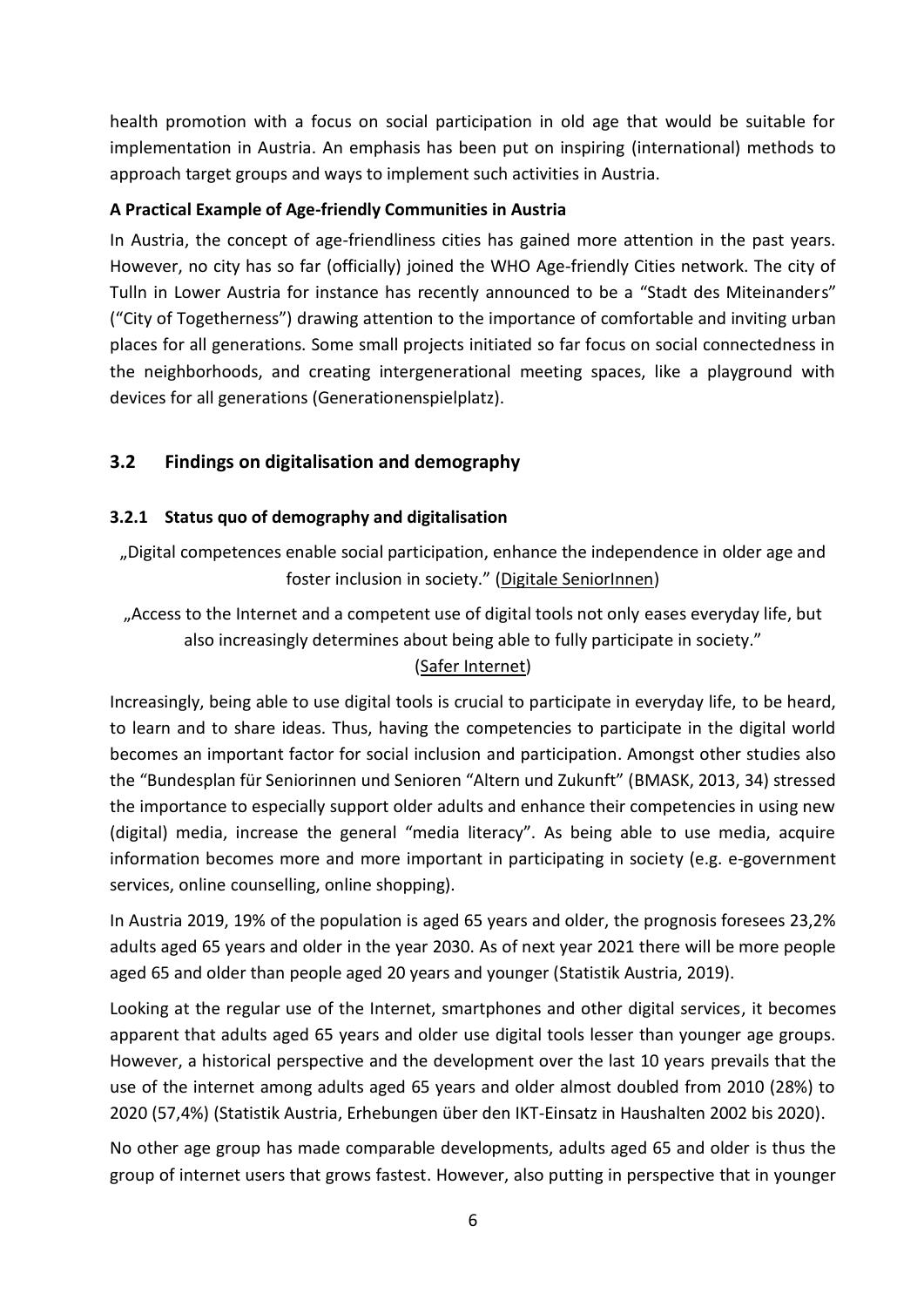health promotion with a focus on social participation in old age that would be suitable for implementation in Austria. An emphasis has been put on inspiring (international) methods to approach target groups and ways to implement such activities in Austria.

**A Practical Example of Age-friendly Communities in Austria**

In Austria, the concept of age-friendliness cities has gained more attention in the past years. However, no city has so far (officially) joined the WHO Age-friendly Cities network. The city of Tulln in Lower Austria for instance has recently announced to be a "Stadt des Miteinanders" ("City of Togetherness") drawing attention to the importance of comfortable and inviting urban places for all generations. Some small projects initiated so far focus on social connectedness in the neighborhoods, and creating intergenerational meeting spaces, like a playground with devices for all generations (Generationenspielplatz).

## 3.2 Findings on digitalisation and demography

### 3.2.1 Status quo of demography and digitalisation

„Digital competences enable social participation, enhance the independence in older age and foster inclusion in society." (Digitale SeniorInnen)

„Access to the Internet and a competent use of digital tools not only eases everyday life, but also increasingly determines about being able to fully participate in society." (Safer Internet)

Increasingly, being able to use digital tools is crucial to participate in everyday life, to be heard, to learn and to share ideas. Thus, having the competencies to participate in the digital world becomes an important factor for social inclusion and participation. Amongst other studies also the "Bundesplan für Seniorinnen und Senioren "Altern und Zukunft" (BMASK, 2013, 34) stressed the importance to especially support older adults and enhance their competencies in using new (digital) media, increase the general "media literacy". As being able to use media, acquire information becomes more and more important in participating in society (e.g. e-government services, online counselling, online shopping).

In Austria 2019, 19% of the population is aged 65 years and older, the prognosis foresees 23,2% adults aged 65 years and older in the year 2030. As of next year 2021 there will be more people aged 65 and older than people aged 20 years and younger (Statistik Austria, 2019).

Looking at the regular use of the Internet, smartphones and other digital services, it becomes apparent that adults aged 65 years and older use digital tools lesser than younger age groups. However, a historical perspective and the development over the last 10 years prevails that the use of the internet among adults aged 65 years and older almost doubled from 2010 (28%) to 2020 (57,4%) (Statistik Austria, Erhebungen über den IKT-Einsatz in Haushalten 2002 bis 2020).

No other age group has made comparable developments, adults aged 65 and older is thus the group of internet users that grows fastest. However, also putting in perspective that in younger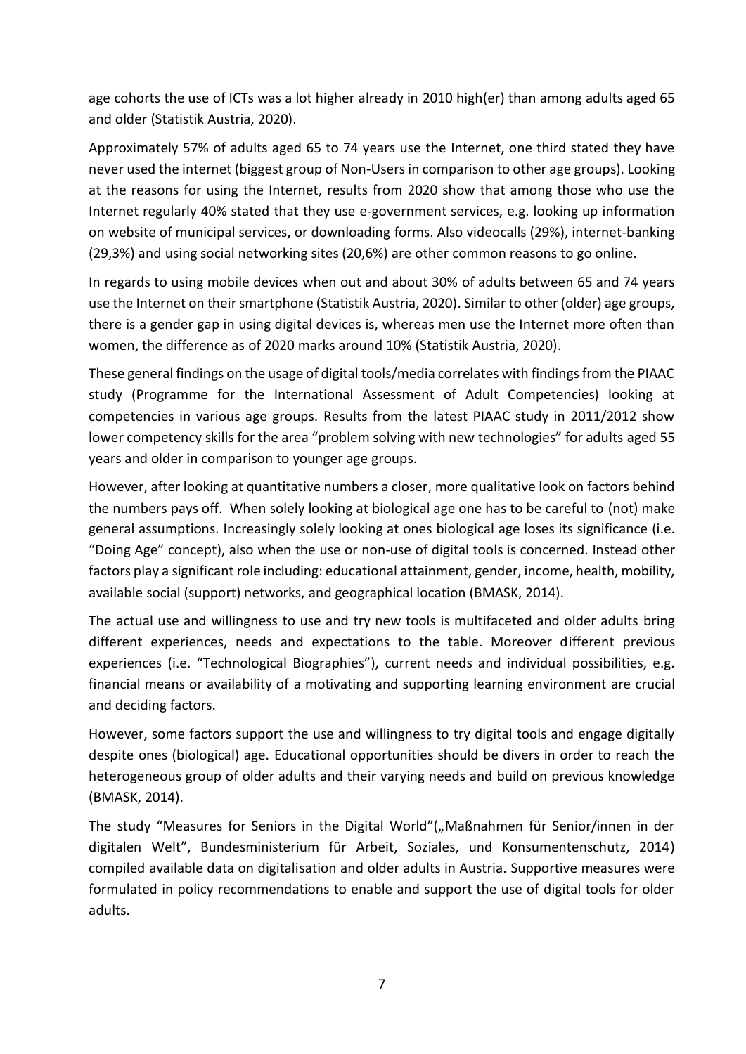age cohorts the use of ICTs was a lot higher already in 2010 high(er) than among adults aged 65 and older (Statistik Austria, 2020).

Approximately 57% of adults aged 65 to 74 years use the Internet, one third stated they have never used the internet (biggest group of Non-Users in comparison to other age groups). Looking at the reasons for using the Internet, results from 2020 show that among those who use the Internet regularly 40% stated that they use e-government services, e.g. looking up information on website of municipal services, or downloading forms. Also videocalls (29%), internet-banking (29,3%) and using social networking sites (20,6%) are other common reasons to go online.

In regards to using mobile devices when out and about 30% of adults between 65 and 74 years use the Internet on their smartphone (Statistik Austria, 2020). Similar to other (older) age groups, there is a gender gap in using digital devices is, whereas men use the Internet more often than women, the difference as of 2020 marks around 10% (Statistik Austria, 2020).

These general findings on the usage of digital tools/media correlates with findings from the PIAAC study (Programme for the International Assessment of Adult Competencies) looking at competencies in various age groups. Results from the latest PIAAC study in 2011/2012 show lower competency skills for the area "problem solving with new technologies" for adults aged 55 years and older in comparison to younger age groups.

However, after looking at quantitative numbers a closer, more qualitative look on factors behind the numbers pays off. When solely looking at biological age one has to be careful to (not) make general assumptions. Increasingly solely looking at ones biological age loses its significance (i.e. "Doing Age" concept), also when the use or non-use of digital tools is concerned. Instead other factors play a significant role including: educational attainment, gender, income, health, mobility, available social (support) networks, and geographical location (BMASK, 2014).

The actual use and willingness to use and try new tools is multifaceted and older adults bring different experiences, needs and expectations to the table. Moreover different previous experiences (i.e. "Technological Biographies"), current needs and individual possibilities, e.g. financial means or availability of a motivating and supporting learning environment are crucial and deciding factors.

However, some factors support the use and willingness to try digital tools and engage digitally despite ones (biological) age. Educational opportunities should be divers in order to reach the heterogeneous group of older adults and their varying needs and build on previous knowledge (BMASK, 2014).

The study "Measures for Seniors in the Digital World"(„Maßnahmen für Senior/innen in der digitalen Welt", Bundesministerium für Arbeit, Soziales, und Konsumentenschutz, 2014) compiled available data on digitalisation and older adults in Austria. Supportive measures were formulated in policy recommendations to enable and support the use of digital tools for older adults.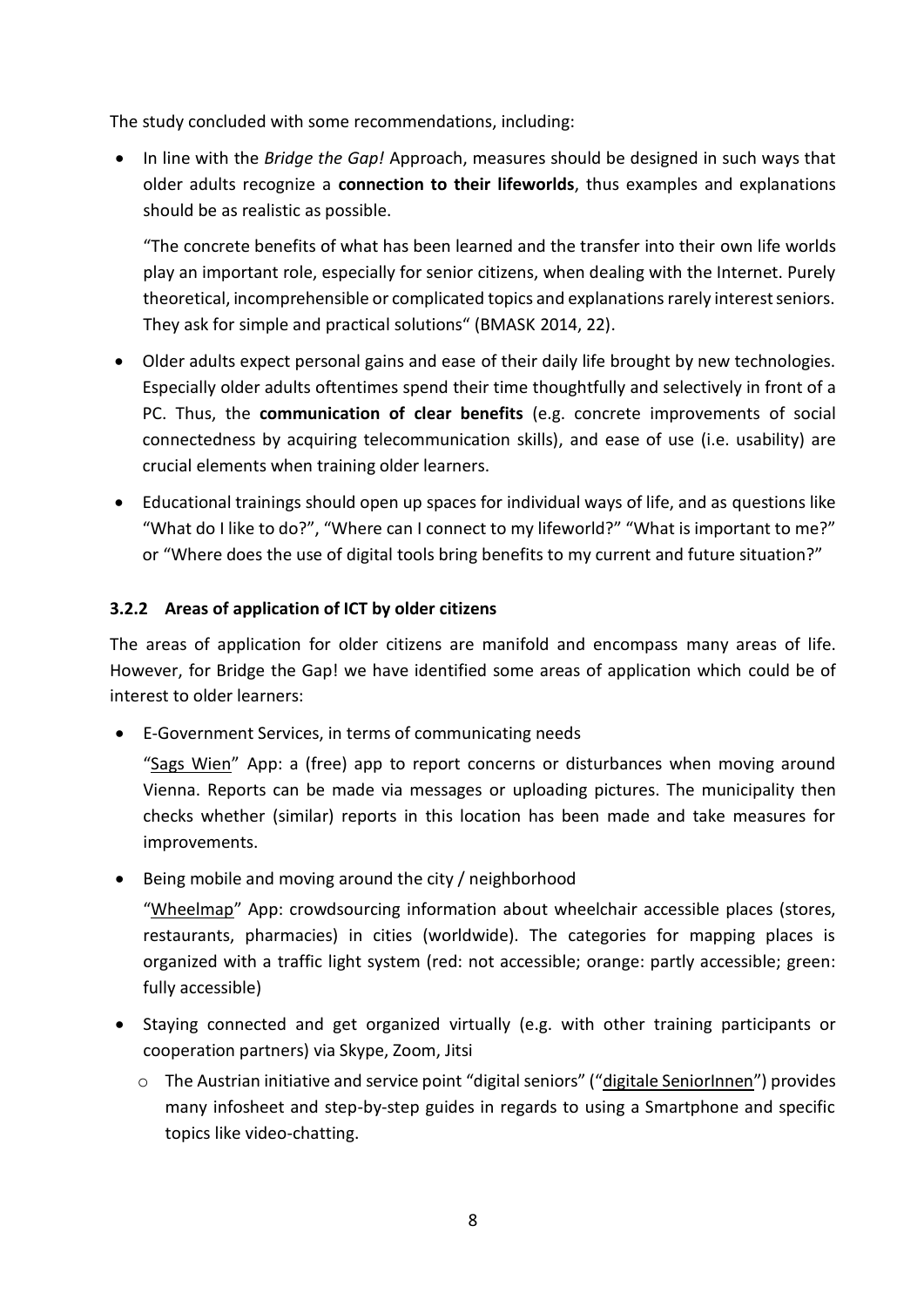The study concluded with some recommendations, including:

- In line with the *Bridge the Gap!* Approach, measures should be designed in such ways that older adults recognize a **connection to their lifeworlds**, thus examples and explanations should be as realistic as possible.

  "The concrete benefits of what has been learned and the transfer into their own life worlds play an important role, especially for senior citizens, when dealing with the Internet. Purely theoretical, incomprehensible or complicated topics and explanations rarely interest seniors. They ask for simple and practical solutions" (BMASK 2014, 22).

- Older adults expect personal gains and ease of their daily life brought by new technologies. Especially older adults oftentimes spend their time thoughtfully and selectively in front of a PC. Thus, the **communication of clear benefits** (e.g. concrete improvements of social connectedness by acquiring telecommunication skills), and ease of use (i.e. usability) are crucial elements when training older learners.

- Educational trainings should open up spaces for individual ways of life, and as questions like "What do I like to do?", "Where can I connect to my lifeworld?" "What is important to me?" or "Where does the use of digital tools bring benefits to my current and future situation?"

### 3.2.2 Areas of application of ICT by older citizens

The areas of application for older citizens are manifold and encompass many areas of life. However, for Bridge the Gap! we have identified some areas of application which could be of interest to older learners:

- E-Government Services, in terms of communicating needs

  "Sags Wien" App: a (free) app to report concerns or disturbances when moving around Vienna. Reports can be made via messages or uploading pictures. The municipality then checks whether (similar) reports in this location has been made and take measures for improvements.

- Being mobile and moving around the city / neighborhood

  "Wheelmap" App: crowdsourcing information about wheelchair accessible places (stores, restaurants, pharmacies) in cities (worldwide). The categories for mapping places is organized with a traffic light system (red: not accessible; orange: partly accessible; green: fully accessible)

- Staying connected and get organized virtually (e.g. with other training participants or cooperation partners) via Skype, Zoom, Jitsi
  - The Austrian initiative and service point "digital seniors" ("digitale SeniorInnen") provides many infosheet and step-by-step guides in regards to using a Smartphone and specific topics like video-chatting.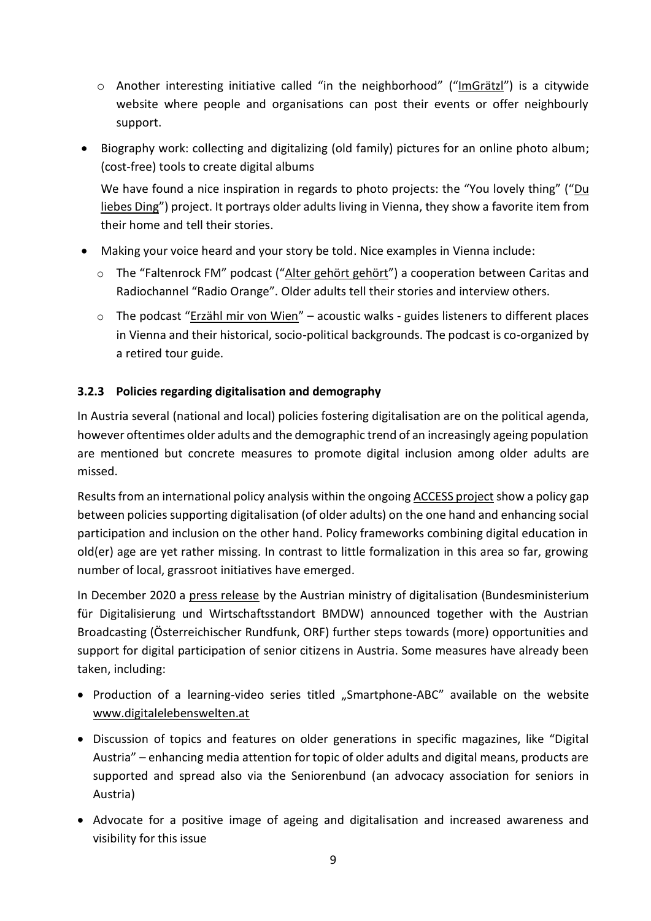- Another interesting initiative called "in the neighborhood" ("ImGrätzl") is a citywide website where people and organisations can post their events or offer neighbourly support.

- Biography work: collecting and digitalizing (old family) pictures for an online photo album; (cost-free) tools to create digital albums

  We have found a nice inspiration in regards to photo projects: the "You lovely thing" ("Du liebes Ding") project. It portrays older adults living in Vienna, they show a favorite item from their home and tell their stories.

- Making your voice heard and your story be told. Nice examples in Vienna include:
   - The "Faltenrock FM" podcast ("Alter gehört gehört") a cooperation between Caritas and Radiochannel "Radio Orange". Older adults tell their stories and interview others.
   - The podcast "Erzähl mir von Wien" – acoustic walks - guides listeners to different places in Vienna and their historical, socio-political backgrounds. The podcast is co-organized by a retired tour guide.

### 3.2.3 Policies regarding digitalisation and demography

In Austria several (national and local) policies fostering digitalisation are on the political agenda, however oftentimes older adults and the demographic trend of an increasingly ageing population are mentioned but concrete measures to promote digital inclusion among older adults are missed.

Results from an international policy analysis within the ongoing ACCESS project show a policy gap between policies supporting digitalisation (of older adults) on the one hand and enhancing social participation and inclusion on the other hand. Policy frameworks combining digital education in old(er) age are yet rather missing. In contrast to little formalization in this area so far, growing number of local, grassroot initiatives have emerged.

In December 2020 a press release by the Austrian ministry of digitalisation (Bundesministerium für Digitalisierung und Wirtschaftsstandort BMDW) announced together with the Austrian Broadcasting (Österreichischer Rundfunk, ORF) further steps towards (more) opportunities and support for digital participation of senior citizens in Austria. Some measures have already been taken, including:

- Production of a learning-video series titled „Smartphone-ABC" available on the website www.digitalelebenswelten.at
- Discussion of topics and features on older generations in specific magazines, like "Digital Austria" – enhancing media attention for topic of older adults and digital means, products are supported and spread also via the Seniorenbund (an advocacy association for seniors in Austria)
- Advocate for a positive image of ageing and digitalisation and increased awareness and visibility for this issue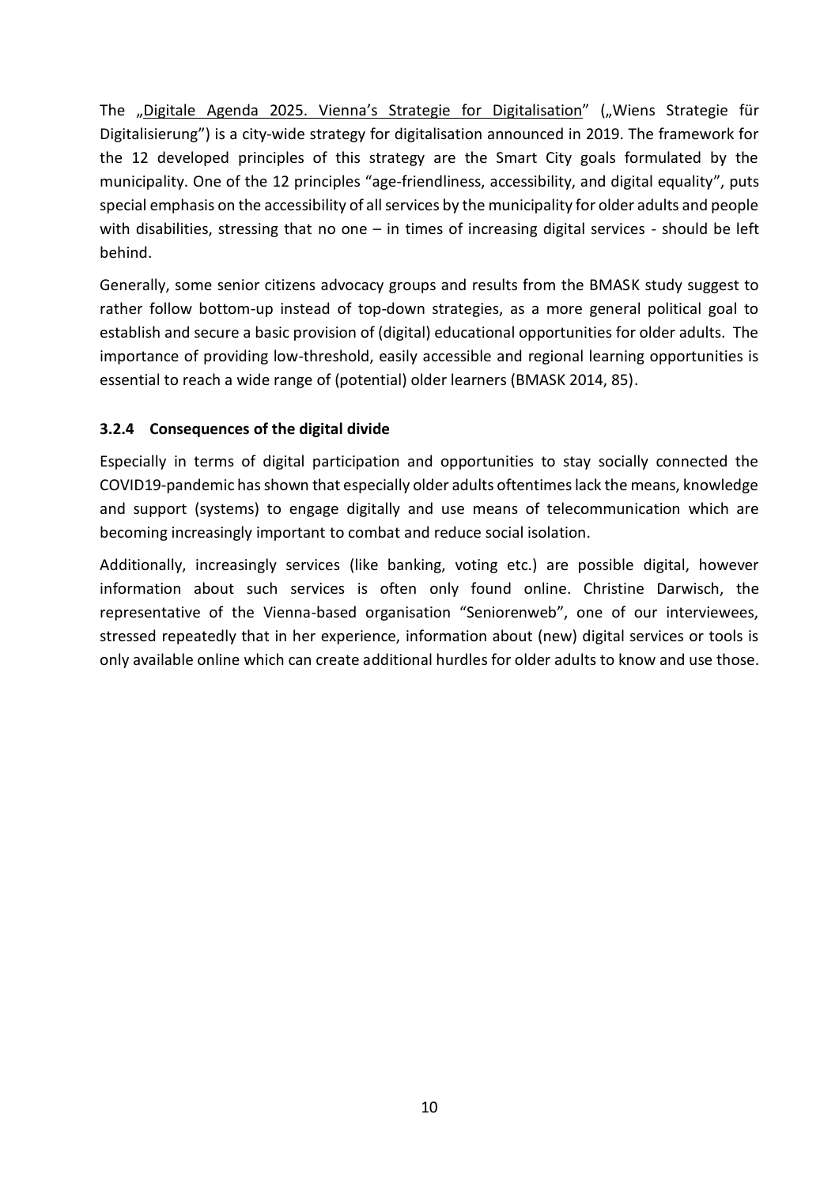The „Digitale Agenda 2025. Vienna's Strategie for Digitalisation" („Wiens Strategie für Digitalisierung") is a city-wide strategy for digitalisation announced in 2019. The framework for the 12 developed principles of this strategy are the Smart City goals formulated by the municipality. One of the 12 principles "age-friendliness, accessibility, and digital equality", puts special emphasis on the accessibility of all services by the municipality for older adults and people with disabilities, stressing that no one – in times of increasing digital services - should be left behind.

Generally, some senior citizens advocacy groups and results from the BMASK study suggest to rather follow bottom-up instead of top-down strategies, as a more general political goal to establish and secure a basic provision of (digital) educational opportunities for older adults. The importance of providing low-threshold, easily accessible and regional learning opportunities is essential to reach a wide range of (potential) older learners (BMASK 2014, 85).

### 3.2.4 Consequences of the digital divide

Especially in terms of digital participation and opportunities to stay socially connected the COVID19-pandemic has shown that especially older adults oftentimes lack the means, knowledge and support (systems) to engage digitally and use means of telecommunication which are becoming increasingly important to combat and reduce social isolation.

Additionally, increasingly services (like banking, voting etc.) are possible digital, however information about such services is often only found online. Christine Darwisch, the representative of the Vienna-based organisation "Seniorenweb", one of our interviewees, stressed repeatedly that in her experience, information about (new) digital services or tools is only available online which can create additional hurdles for older adults to know and use those.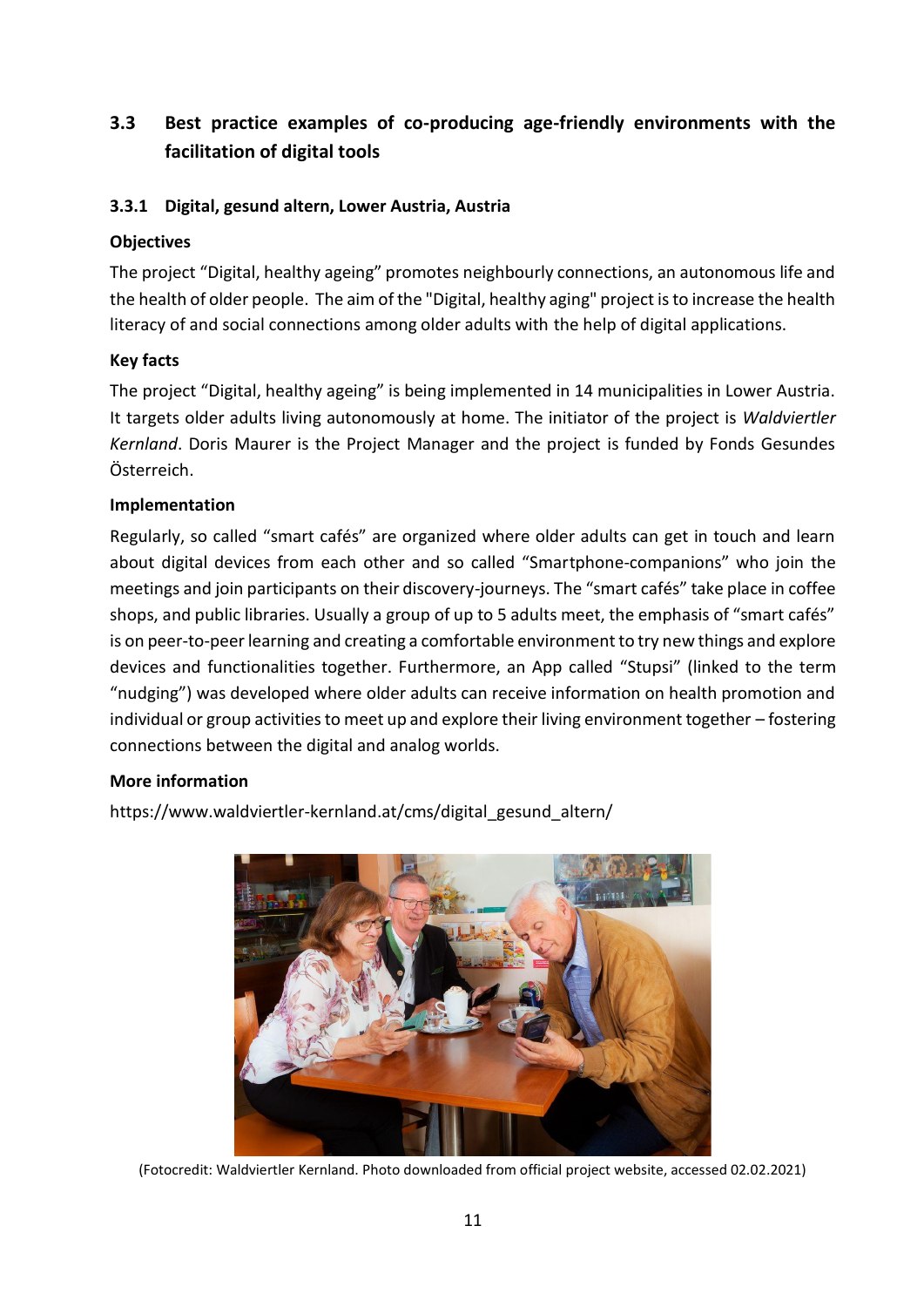## 3.3 Best practice examples of co-producing age-friendly environments with the facilitation of digital tools

### 3.3.1 Digital, gesund altern, Lower Austria, Austria

**Objectives**

The project "Digital, healthy ageing" promotes neighbourly connections, an autonomous life and the health of older people. The aim of the "Digital, healthy aging" project is to increase the health literacy of and social connections among older adults with the help of digital applications.

**Key facts**

The project "Digital, healthy ageing" is being implemented in 14 municipalities in Lower Austria. It targets older adults living autonomously at home. The initiator of the project is *Waldviertler Kernland*. Doris Maurer is the Project Manager and the project is funded by Fonds Gesundes Österreich.

**Implementation**

Regularly, so called "smart cafés" are organized where older adults can get in touch and learn about digital devices from each other and so called "Smartphone-companions" who join the meetings and join participants on their discovery-journeys. The "smart cafés" take place in coffee shops, and public libraries. Usually a group of up to 5 adults meet, the emphasis of "smart cafés" is on peer-to-peer learning and creating a comfortable environment to try new things and explore devices and functionalities together. Furthermore, an App called "Stupsi" (linked to the term "nudging") was developed where older adults can receive information on health promotion and individual or group activities to meet up and explore their living environment together – fostering connections between the digital and analog worlds.

**More information**

https://www.waldviertler-kernland.at/cms/digital_gesund_altern/

(Fotocredit: Waldviertler Kernland. Photo downloaded from official project website, accessed 02.02.2021)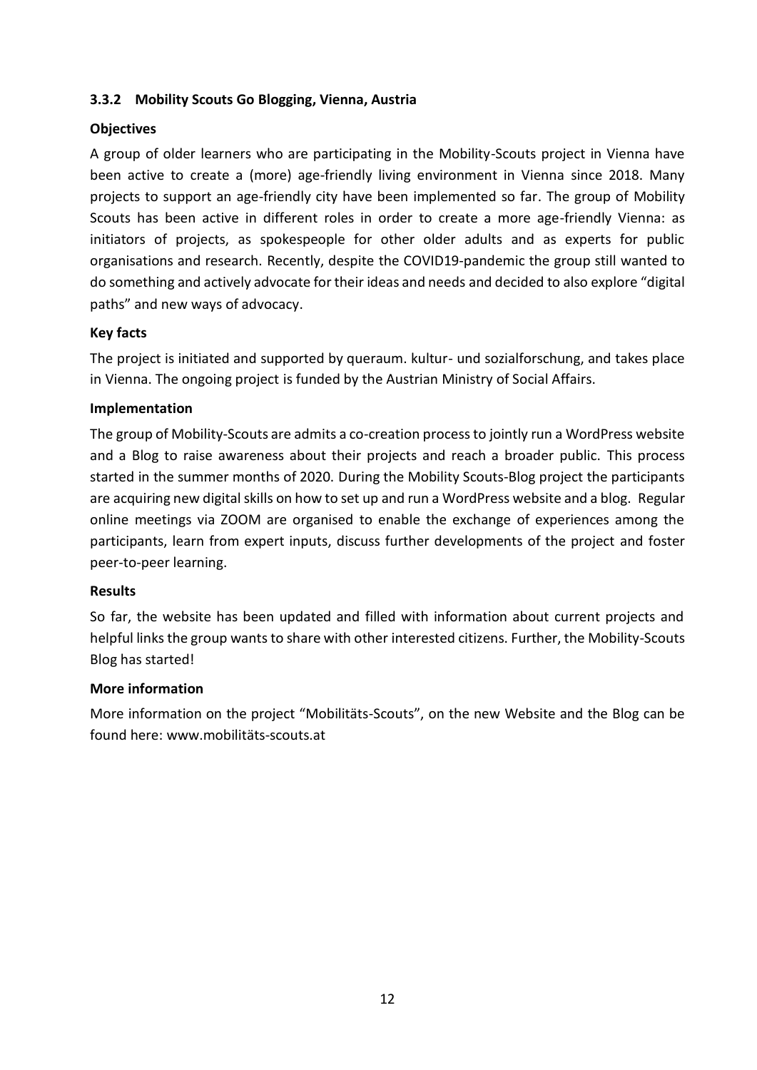### 3.3.2 Mobility Scouts Go Blogging, Vienna, Austria

**Objectives**

A group of older learners who are participating in the Mobility-Scouts project in Vienna have been active to create a (more) age-friendly living environment in Vienna since 2018. Many projects to support an age-friendly city have been implemented so far. The group of Mobility Scouts has been active in different roles in order to create a more age-friendly Vienna: as initiators of projects, as spokespeople for other older adults and as experts for public organisations and research. Recently, despite the COVID19-pandemic the group still wanted to do something and actively advocate for their ideas and needs and decided to also explore "digital paths" and new ways of advocacy.

**Key facts**

The project is initiated and supported by queraum. kultur- und sozialforschung, and takes place in Vienna. The ongoing project is funded by the Austrian Ministry of Social Affairs.

**Implementation**

The group of Mobility-Scouts are admits a co-creation process to jointly run a WordPress website and a Blog to raise awareness about their projects and reach a broader public. This process started in the summer months of 2020. During the Mobility Scouts-Blog project the participants are acquiring new digital skills on how to set up and run a WordPress website and a blog. Regular online meetings via ZOOM are organised to enable the exchange of experiences among the participants, learn from expert inputs, discuss further developments of the project and foster peer-to-peer learning.

**Results**

So far, the website has been updated and filled with information about current projects and helpful links the group wants to share with other interested citizens. Further, the Mobility-Scouts Blog has started!

**More information**

More information on the project "Mobilitäts-Scouts", on the new Website and the Blog can be found here: www.mobilitäts-scouts.at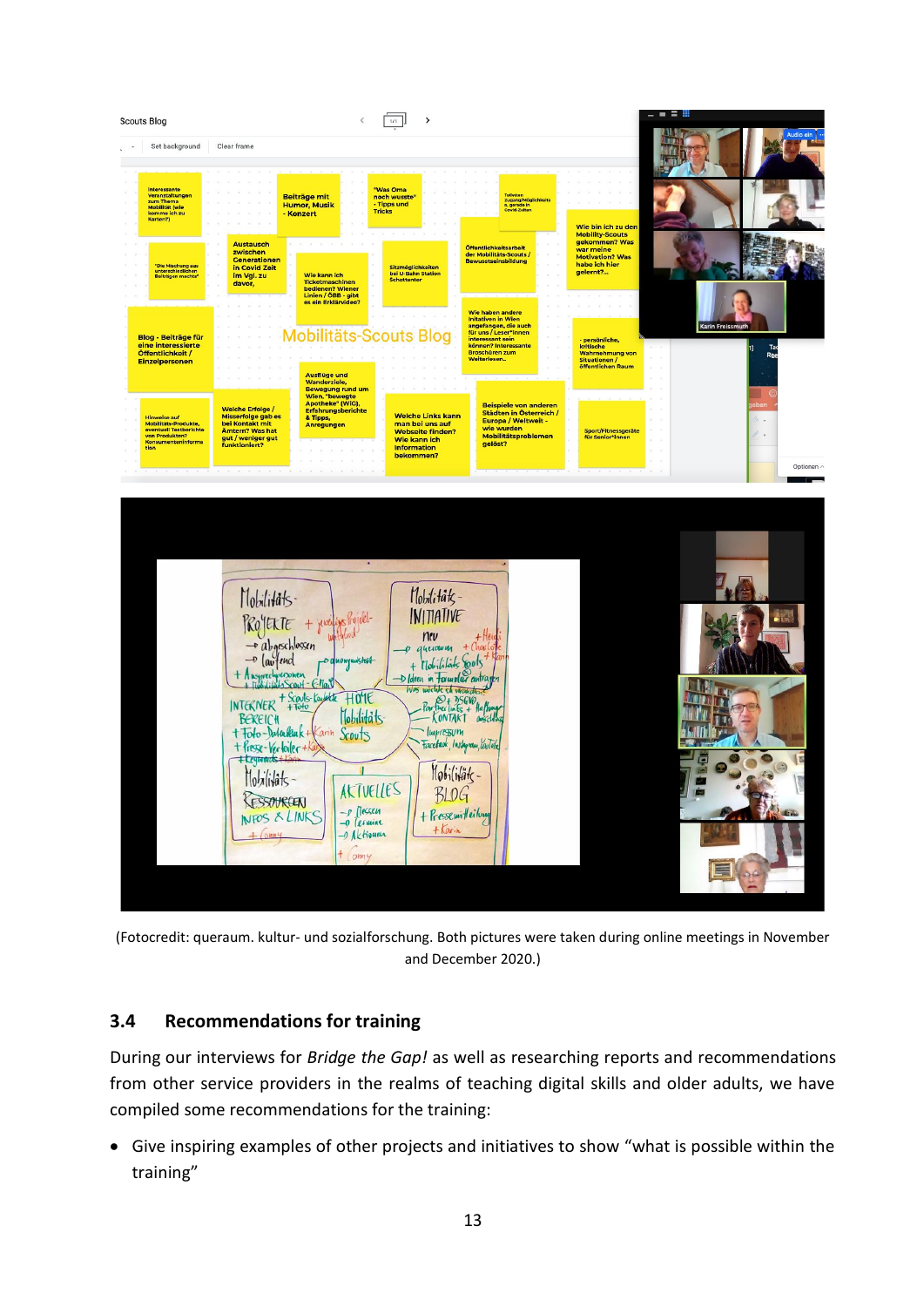(Fotocredit: queraum. kultur- und sozialforschung. Both pictures were taken during online meetings in November and December 2020.)

### 3.4 Recommendations for training

During our interviews for *Bridge the Gap!* as well as researching reports and recommendations from other service providers in the realms of teaching digital skills and older adults, we have compiled some recommendations for the training:

- Give inspiring examples of other projects and initiatives to show “what is possible within the training”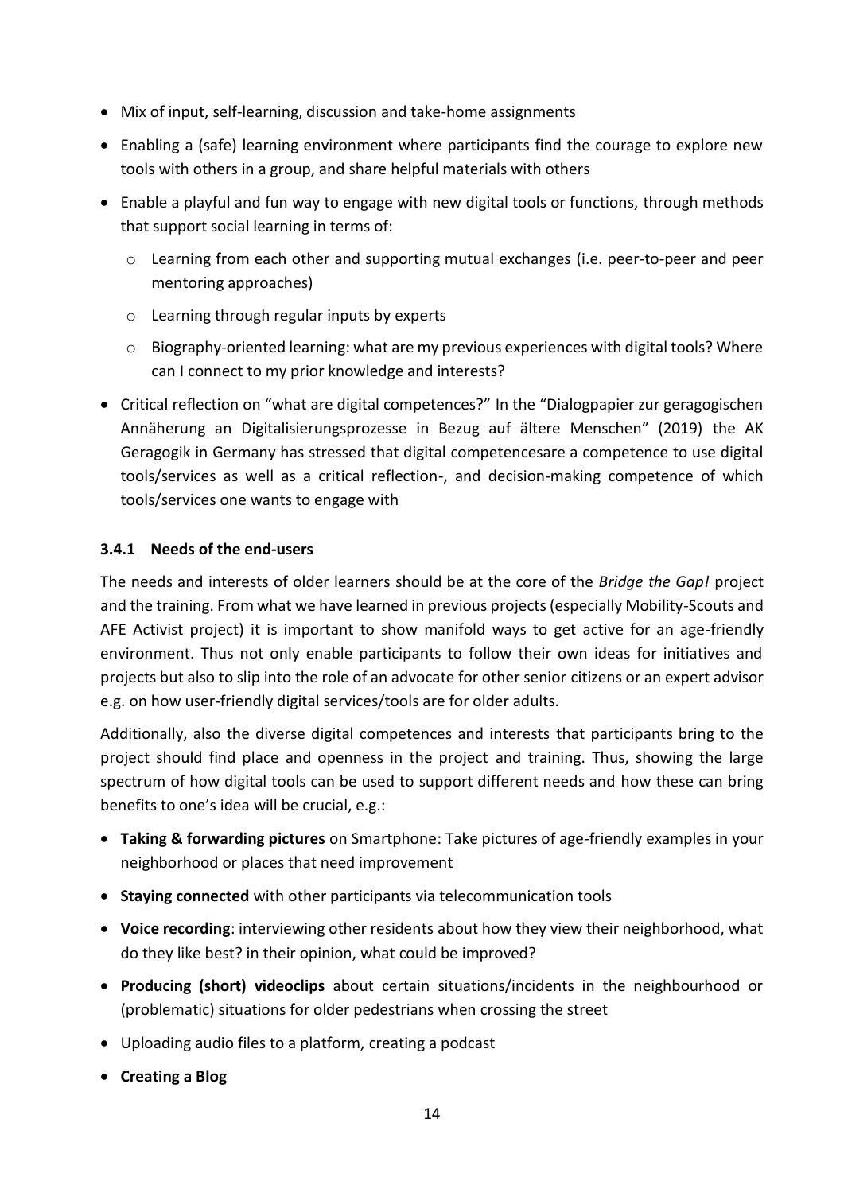- Mix of input, self-learning, discussion and take-home assignments
- Enabling a (safe) learning environment where participants find the courage to explore new tools with others in a group, and share helpful materials with others
- Enable a playful and fun way to engage with new digital tools or functions, through methods that support social learning in terms of:
  - Learning from each other and supporting mutual exchanges (i.e. peer-to-peer and peer mentoring approaches)
  - Learning through regular inputs by experts
  - Biography-oriented learning: what are my previous experiences with digital tools? Where can I connect to my prior knowledge and interests?
- Critical reflection on "what are digital competences?" In the "Dialogpapier zur geragogischen Annäherung an Digitalisierungsprozesse in Bezug auf ältere Menschen" (2019) the AK Geragogik in Germany has stressed that digital competencesare a competence to use digital tools/services as well as a critical reflection-, and decision-making competence of which tools/services one wants to engage with

### 3.4.1 Needs of the end-users

The needs and interests of older learners should be at the core of the *Bridge the Gap!* project and the training. From what we have learned in previous projects (especially Mobility-Scouts and AFE Activist project) it is important to show manifold ways to get active for an age-friendly environment. Thus not only enable participants to follow their own ideas for initiatives and projects but also to slip into the role of an advocate for other senior citizens or an expert advisor e.g. on how user-friendly digital services/tools are for older adults.

Additionally, also the diverse digital competences and interests that participants bring to the project should find place and openness in the project and training. Thus, showing the large spectrum of how digital tools can be used to support different needs and how these can bring benefits to one's idea will be crucial, e.g.:

- **Taking & forwarding pictures** on Smartphone: Take pictures of age-friendly examples in your neighborhood or places that need improvement
- **Staying connected** with other participants via telecommunication tools
- **Voice recording**: interviewing other residents about how they view their neighborhood, what do they like best? in their opinion, what could be improved?
- **Producing (short) videoclips** about certain situations/incidents in the neighbourhood or (problematic) situations for older pedestrians when crossing the street
- Uploading audio files to a platform, creating a podcast
- **Creating a Blog**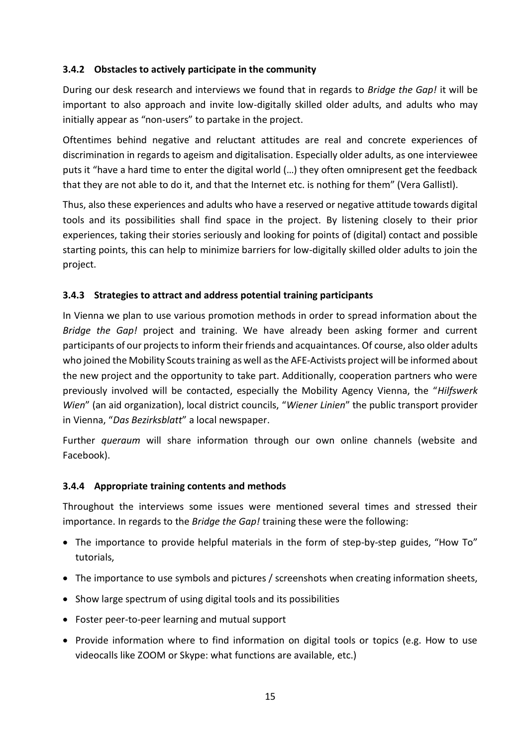### 3.4.2 Obstacles to actively participate in the community

During our desk research and interviews we found that in regards to *Bridge the Gap!* it will be important to also approach and invite low-digitally skilled older adults, and adults who may initially appear as "non-users" to partake in the project.

Oftentimes behind negative and reluctant attitudes are real and concrete experiences of discrimination in regards to ageism and digitalisation. Especially older adults, as one interviewee puts it "have a hard time to enter the digital world (…) they often omnipresent get the feedback that they are not able to do it, and that the Internet etc. is nothing for them" (Vera Gallistl).

Thus, also these experiences and adults who have a reserved or negative attitude towards digital tools and its possibilities shall find space in the project. By listening closely to their prior experiences, taking their stories seriously and looking for points of (digital) contact and possible starting points, this can help to minimize barriers for low-digitally skilled older adults to join the project.

### 3.4.3 Strategies to attract and address potential training participants

In Vienna we plan to use various promotion methods in order to spread information about the *Bridge the Gap!* project and training. We have already been asking former and current participants of our projects to inform their friends and acquaintances. Of course, also older adults who joined the Mobility Scouts training as well as the AFE-Activists project will be informed about the new project and the opportunity to take part. Additionally, cooperation partners who were previously involved will be contacted, especially the Mobility Agency Vienna, the "*Hilfswerk Wien*" (an aid organization), local district councils, "*Wiener Linien*" the public transport provider in Vienna, "*Das Bezirksblatt*" a local newspaper.

Further *queraum* will share information through our own online channels (website and Facebook).

### 3.4.4 Appropriate training contents and methods

Throughout the interviews some issues were mentioned several times and stressed their importance. In regards to the *Bridge the Gap!* training these were the following:

- The importance to provide helpful materials in the form of step-by-step guides, "How To" tutorials,
- The importance to use symbols and pictures / screenshots when creating information sheets,
- Show large spectrum of using digital tools and its possibilities
- Foster peer-to-peer learning and mutual support
- Provide information where to find information on digital tools or topics (e.g. How to use videocalls like ZOOM or Skype: what functions are available, etc.)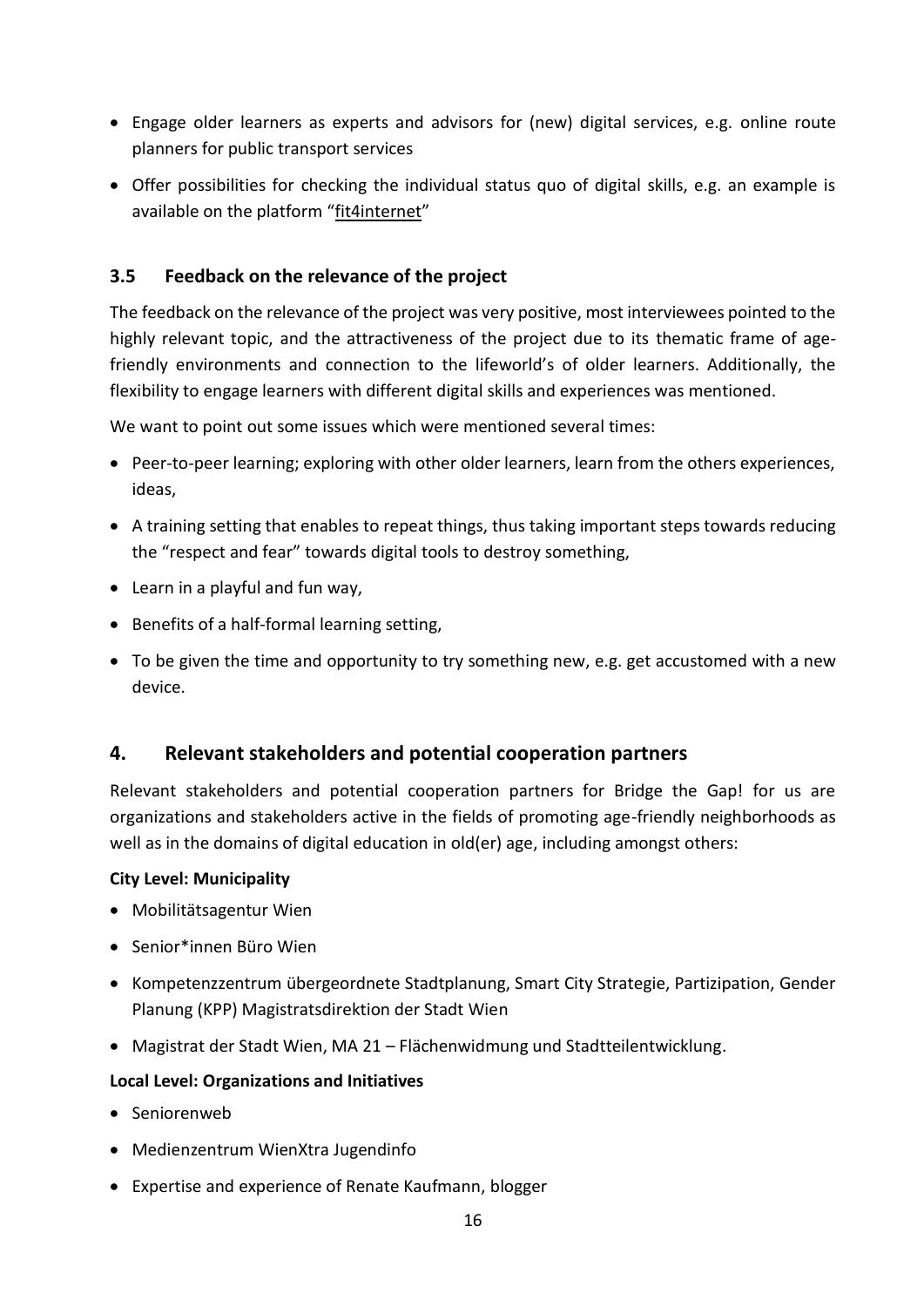- Engage older learners as experts and advisors for (new) digital services, e.g. online route planners for public transport services
- Offer possibilities for checking the individual status quo of digital skills, e.g. an example is available on the platform "fit4internet"

### 3.5 Feedback on the relevance of the project

The feedback on the relevance of the project was very positive, most interviewees pointed to the highly relevant topic, and the attractiveness of the project due to its thematic frame of age-friendly environments and connection to the lifeworld's of older learners. Additionally, the flexibility to engage learners with different digital skills and experiences was mentioned.

We want to point out some issues which were mentioned several times:

- Peer-to-peer learning; exploring with other older learners, learn from the others experiences, ideas,
- A training setting that enables to repeat things, thus taking important steps towards reducing the "respect and fear" towards digital tools to destroy something,
- Learn in a playful and fun way,
- Benefits of a half-formal learning setting,
- To be given the time and opportunity to try something new, e.g. get accustomed with a new device.

## 4. Relevant stakeholders and potential cooperation partners

Relevant stakeholders and potential cooperation partners for Bridge the Gap! for us are organizations and stakeholders active in the fields of promoting age-friendly neighborhoods as well as in the domains of digital education in old(er) age, including amongst others:

**City Level: Municipality**

- Mobilitätsagentur Wien
- Senior*innen Büro Wien
- Kompetenzzentrum übergeordnete Stadtplanung, Smart City Strategie, Partizipation, Gender Planung (KPP) Magistratsdirektion der Stadt Wien
- Magistrat der Stadt Wien, MA 21 – Flächenwidmung und Stadtteilentwicklung.

**Local Level: Organizations and Initiatives**

- Seniorenweb
- Medienzentrum WienXtra Jugendinfo
- Expertise and experience of Renate Kaufmann, blogger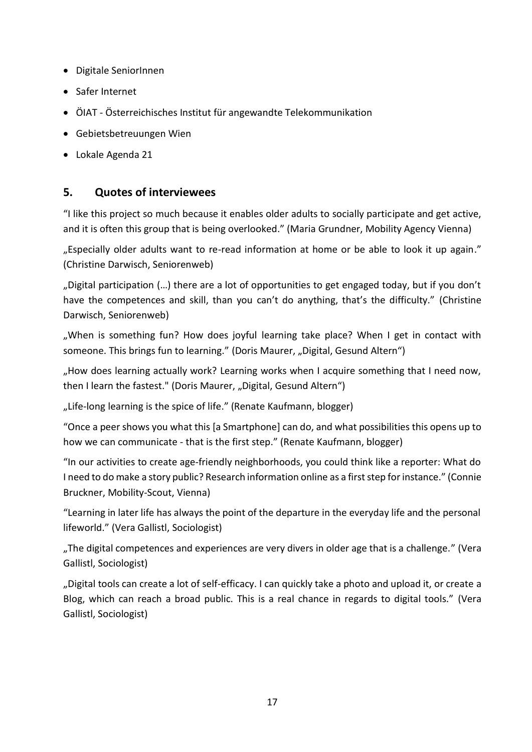- Digitale SeniorInnen
- Safer Internet
- ÖIAT - Österreichisches Institut für angewandte Telekommunikation
- Gebietsbetreuungen Wien
- Lokale Agenda 21

## 5. Quotes of interviewees

“I like this project so much because it enables older adults to socially participate and get active, and it is often this group that is being overlooked.” (Maria Grundner, Mobility Agency Vienna)

„Especially older adults want to re-read information at home or be able to look it up again.” (Christine Darwisch, Seniorenweb)

„Digital participation (…) there are a lot of opportunities to get engaged today, but if you don’t have the competences and skill, than you can’t do anything, that’s the difficulty.” (Christine Darwisch, Seniorenweb)

„When is something fun? How does joyful learning take place? When I get in contact with someone. This brings fun to learning.” (Doris Maurer, „Digital, Gesund Altern“)

„How does learning actually work? Learning works when I acquire something that I need now, then I learn the fastest." (Doris Maurer, „Digital, Gesund Altern“)

„Life-long learning is the spice of life.” (Renate Kaufmann, blogger)

“Once a peer shows you what this [a Smartphone] can do, and what possibilities this opens up to how we can communicate - that is the first step.” (Renate Kaufmann, blogger)

“In our activities to create age-friendly neighborhoods, you could think like a reporter: What do I need to do make a story public? Research information online as a first step for instance.” (Connie Bruckner, Mobility-Scout, Vienna)

“Learning in later life has always the point of the departure in the everyday life and the personal lifeworld.” (Vera Gallistl, Sociologist)

„The digital competences and experiences are very divers in older age that is a challenge.” (Vera Gallistl, Sociologist)

„Digital tools can create a lot of self-efficacy. I can quickly take a photo and upload it, or create a Blog, which can reach a broad public. This is a real chance in regards to digital tools.” (Vera Gallistl, Sociologist)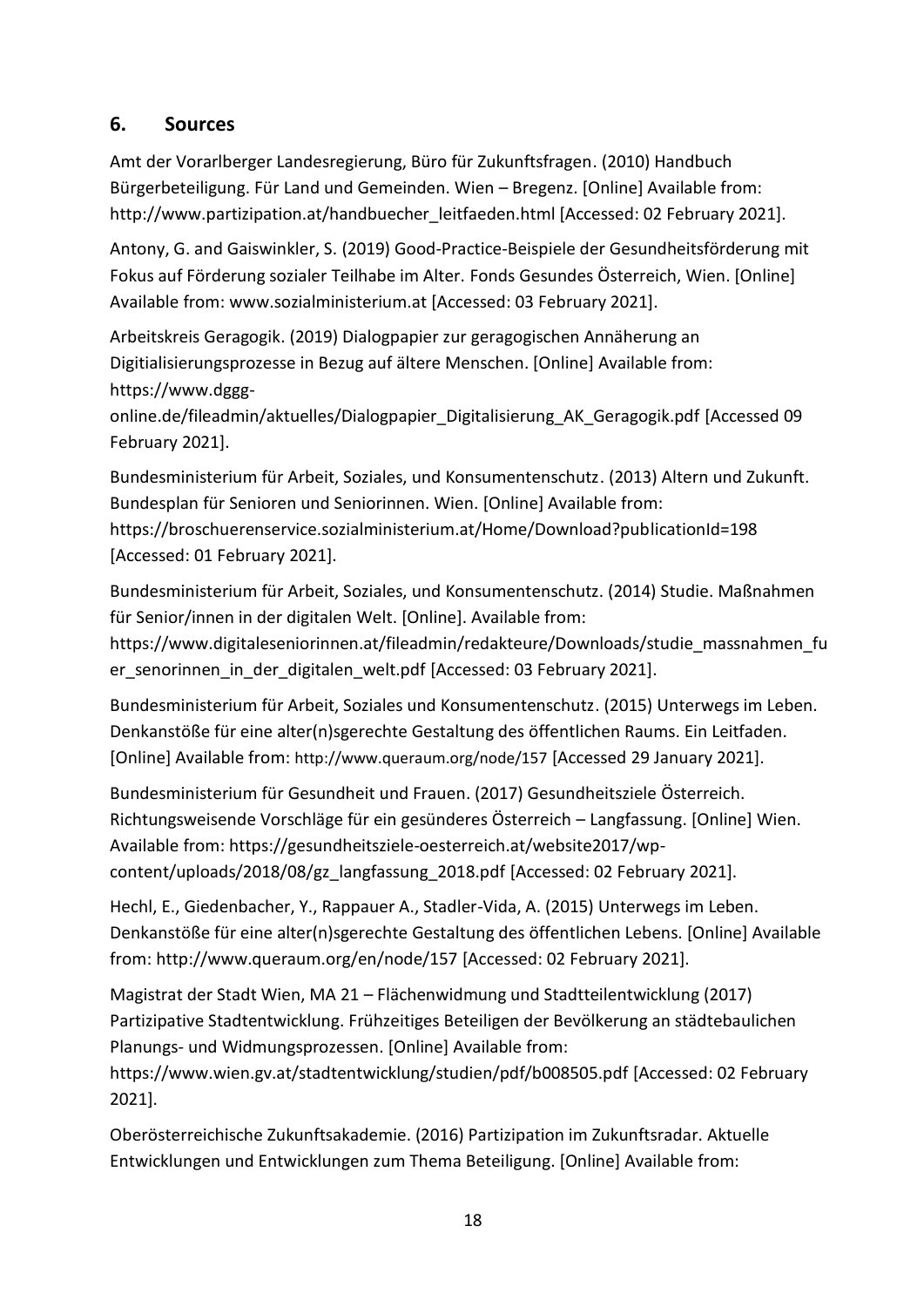## 6. Sources

Amt der Vorarlberger Landesregierung, Büro für Zukunftsfragen. (2010) Handbuch Bürgerbeteiligung. Für Land und Gemeinden. Wien – Bregenz. [Online] Available from: http://www.partizipation.at/handbuecher_leitfaeden.html [Accessed: 02 February 2021].

Antony, G. and Gaiswinkler, S. (2019) Good-Practice-Beispiele der Gesundheitsförderung mit Fokus auf Förderung sozialer Teilhabe im Alter. Fonds Gesundes Österreich, Wien. [Online] Available from: www.sozialministerium.at [Accessed: 03 February 2021].

Arbeitskreis Geragogik. (2019) Dialogpapier zur geragogischen Annäherung an Digitialisierungsprozesse in Bezug auf ältere Menschen. [Online] Available from: https://www.dggg-online.de/fileadmin/aktuelles/Dialogpapier_Digitalisierung_AK_Geragogik.pdf [Accessed 09 February 2021].

Bundesministerium für Arbeit, Soziales, und Konsumentenschutz. (2013) Altern und Zukunft. Bundesplan für Senioren und Seniorinnen. Wien. [Online] Available from: https://broschuerenservice.sozialministerium.at/Home/Download?publicationId=198 [Accessed: 01 February 2021].

Bundesministerium für Arbeit, Soziales, und Konsumentenschutz. (2014) Studie. Maßnahmen für Senior/innen in der digitalen Welt. [Online]. Available from: https://www.digitaleseniorinnen.at/fileadmin/redakteure/Downloads/studie_massnahmen_fuer_senorinnen_in_der_digitalen_welt.pdf [Accessed: 03 February 2021].

Bundesministerium für Arbeit, Soziales und Konsumentenschutz. (2015) Unterwegs im Leben. Denkanstöße für eine alter(n)sgerechte Gestaltung des öffentlichen Raums. Ein Leitfaden. [Online] Available from: http://www.queraum.org/node/157 [Accessed 29 January 2021].

Bundesministerium für Gesundheit und Frauen. (2017) Gesundheitsziele Österreich. Richtungsweisende Vorschläge für ein gesünderes Österreich – Langfassung. [Online] Wien. Available from: https://gesundheitsziele-oesterreich.at/website2017/wp-content/uploads/2018/08/gz_langfassung_2018.pdf [Accessed: 02 February 2021].

Hechl, E., Giedenbacher, Y., Rappauer A., Stadler-Vida, A. (2015) Unterwegs im Leben. Denkanstöße für eine alter(n)sgerechte Gestaltung des öffentlichen Lebens. [Online] Available from: http://www.queraum.org/en/node/157 [Accessed: 02 February 2021].

Magistrat der Stadt Wien, MA 21 – Flächenwidmung und Stadtteilentwicklung (2017) Partizipative Stadtentwicklung. Frühzeitiges Beteiligen der Bevölkerung an städtebaulichen Planungs- und Widmungsprozessen. [Online] Available from: https://www.wien.gv.at/stadtentwicklung/studien/pdf/b008505.pdf [Accessed: 02 February 2021].

Oberösterreichische Zukunftsakademie. (2016) Partizipation im Zukunftsradar. Aktuelle Entwicklungen und Entwicklungen zum Thema Beteiligung. [Online] Available from: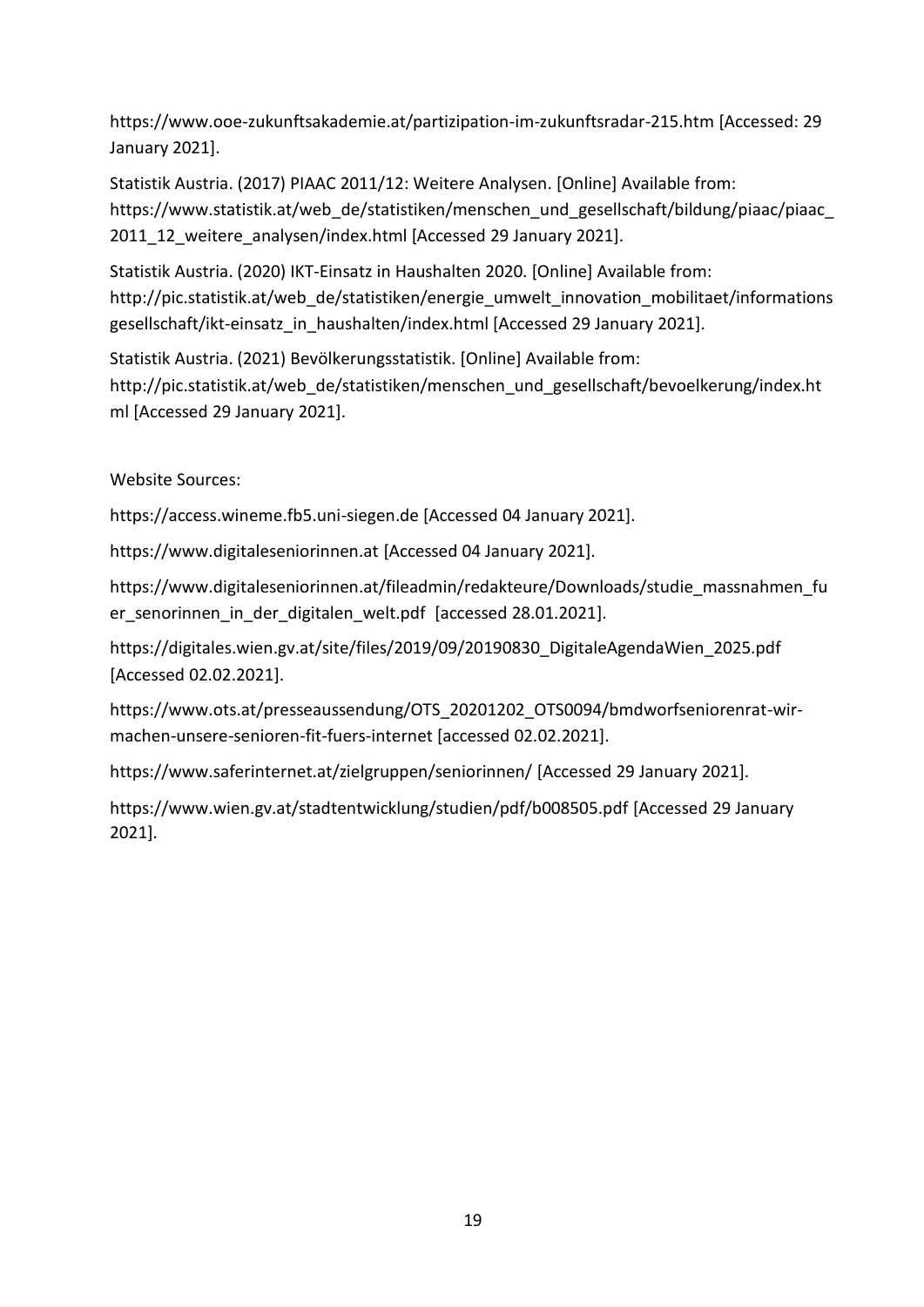https://www.ooe-zukunftsakademie.at/partizipation-im-zukunftsradar-215.htm [Accessed: 29 January 2021].

Statistik Austria. (2017) PIAAC 2011/12: Weitere Analysen. [Online] Available from: https://www.statistik.at/web_de/statistiken/menschen_und_gesellschaft/bildung/piaac/piaac_2011_12_weitere_analysen/index.html [Accessed 29 January 2021].

Statistik Austria. (2020) IKT-Einsatz in Haushalten 2020. [Online] Available from: http://pic.statistik.at/web_de/statistiken/energie_umwelt_innovation_mobilitaet/informationsgesellschaft/ikt-einsatz_in_haushalten/index.html [Accessed 29 January 2021].

Statistik Austria. (2021) Bevölkerungsstatistik. [Online] Available from: http://pic.statistik.at/web_de/statistiken/menschen_und_gesellschaft/bevoelkerung/index.html [Accessed 29 January 2021].

Website Sources:

https://access.wineme.fb5.uni-siegen.de [Accessed 04 January 2021].

https://www.digitaleseniorinnen.at [Accessed 04 January 2021].

https://www.digitaleseniorinnen.at/fileadmin/redakteure/Downloads/studie_massnahmen_fuer_senorinnen_in_der_digitalen_welt.pdf [accessed 28.01.2021].

https://digitales.wien.gv.at/site/files/2019/09/20190830_DigitaleAgendaWien_2025.pdf [Accessed 02.02.2021].

https://www.ots.at/presseaussendung/OTS_20201202_OTS0094/bmdworfseniorenrat-wir-machen-unsere-senioren-fit-fuers-internet [accessed 02.02.2021].

https://www.saferinternet.at/zielgruppen/seniorinnen/ [Accessed 29 January 2021].

https://www.wien.gv.at/stadtentwicklung/studien/pdf/b008505.pdf [Accessed 29 January 2021].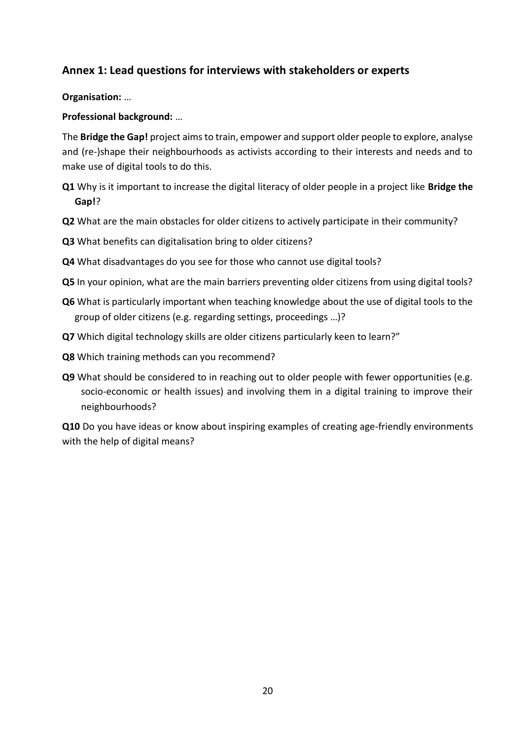## Annex 1: Lead questions for interviews with stakeholders or experts

**Organisation:** …

**Professional background:** …

The **Bridge the Gap!** project aims to train, empower and support older people to explore, analyse and (re-)shape their neighbourhoods as activists according to their interests and needs and to make use of digital tools to do this.

**Q1** Why is it important to increase the digital literacy of older people in a project like **Bridge the Gap!**?

**Q2** What are the main obstacles for older citizens to actively participate in their community?

**Q3** What benefits can digitalisation bring to older citizens?

**Q4** What disadvantages do you see for those who cannot use digital tools?

**Q5** In your opinion, what are the main barriers preventing older citizens from using digital tools?

**Q6** What is particularly important when teaching knowledge about the use of digital tools to the group of older citizens (e.g. regarding settings, proceedings …)?

**Q7** Which digital technology skills are older citizens particularly keen to learn?"

**Q8** Which training methods can you recommend?

**Q9** What should be considered to in reaching out to older people with fewer opportunities (e.g. socio-economic or health issues) and involving them in a digital training to improve their neighbourhoods?

**Q10** Do you have ideas or know about inspiring examples of creating age-friendly environments with the help of digital means?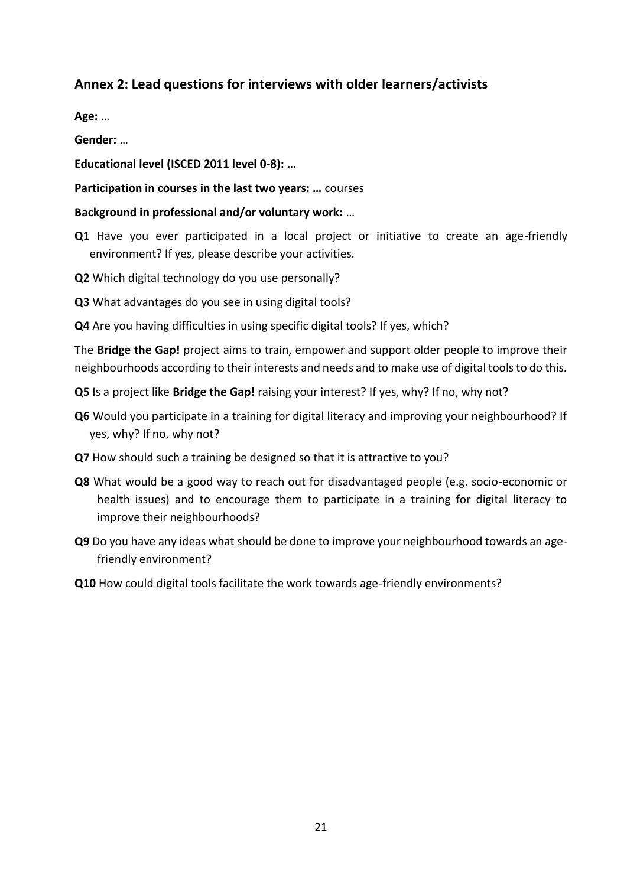## Annex 2: Lead questions for interviews with older learners/activists

**Age:** …

**Gender:** …

**Educational level (ISCED 2011 level 0-8): …**

**Participation in courses in the last two years: …** courses

**Background in professional and/or voluntary work:** …

**Q1** Have you ever participated in a local project or initiative to create an age-friendly environment? If yes, please describe your activities.

**Q2** Which digital technology do you use personally?

**Q3** What advantages do you see in using digital tools?

**Q4** Are you having difficulties in using specific digital tools? If yes, which?

The **Bridge the Gap!** project aims to train, empower and support older people to improve their neighbourhoods according to their interests and needs and to make use of digital tools to do this.

**Q5** Is a project like **Bridge the Gap!** raising your interest? If yes, why? If no, why not?

**Q6** Would you participate in a training for digital literacy and improving your neighbourhood? If yes, why? If no, why not?

**Q7** How should such a training be designed so that it is attractive to you?

**Q8** What would be a good way to reach out for disadvantaged people (e.g. socio-economic or health issues) and to encourage them to participate in a training for digital literacy to improve their neighbourhoods?

**Q9** Do you have any ideas what should be done to improve your neighbourhood towards an age-friendly environment?

**Q10** How could digital tools facilitate the work towards age-friendly environments?